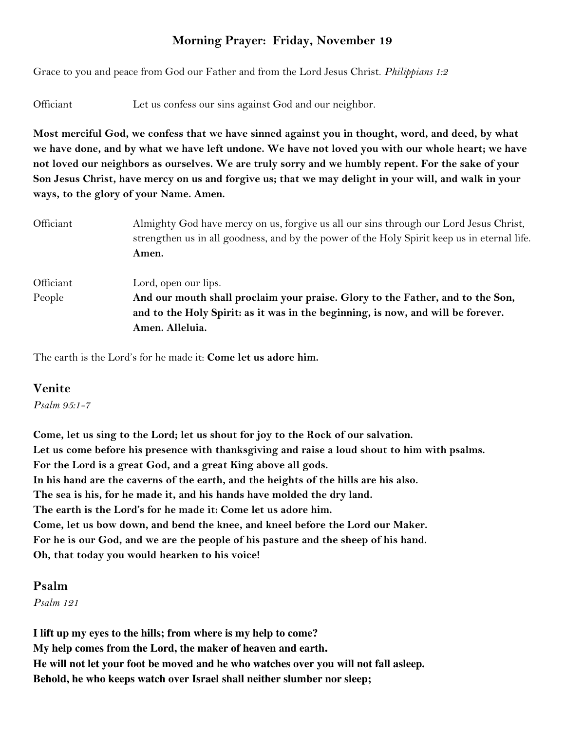# Morning Prayer: Friday, November 19

Grace to you and peace from God our Father and from the Lord Jesus Christ. *Philippians 1:2*

Officiant Let us confess our sins against God and our neighbor.

**Most merciful God, we confess that we have sinned against you in thought, word, and deed, by what we have done, and by what we have left undone. We have not loved you with our whole heart; we have not loved our neighbors as ourselves. We are truly sorry and we humbly repent. For the sake of your Son Jesus Christ, have mercy on us and forgive us; that we may delight in your will, and walk in your ways, to the glory of your Name. Amen.**

Officiant Almighty God have mercy on us, forgive us all our sins through our Lord Jesus Christ, strengthen us in all goodness, and by the power of the Holy Spirit keep us in eternal life. **Amen.**

Officiant Lord, open our lips.
People **And our mouth shall proclaim your praise. Glory to the Father, and to the Son, and to the Holy Spirit: as it was in the beginning, is now, and will be forever. Amen. Alleluia.**

The earth is the Lord's for he made it: **Come let us adore him.**

## Venite

*Psalm 95:1-7*

**Come, let us sing to the Lord; let us shout for joy to the Rock of our salvation.**
**Let us come before his presence with thanksgiving and raise a loud shout to him with psalms.**
**For the Lord is a great God, and a great King above all gods.**
**In his hand are the caverns of the earth, and the heights of the hills are his also.**
**The sea is his, for he made it, and his hands have molded the dry land.**
**The earth is the Lord's for he made it: Come let us adore him.**
**Come, let us bow down, and bend the knee, and kneel before the Lord our Maker.**
**For he is our God, and we are the people of his pasture and the sheep of his hand.**
**Oh, that today you would hearken to his voice!**

## Psalm

*Psalm 121*

**I lift up my eyes to the hills; from where is my help to come?**
**My help comes from the Lord, the maker of heaven and earth.**
**He will not let your foot be moved and he who watches over you will not fall asleep.**
**Behold, he who keeps watch over Israel shall neither slumber nor sleep;**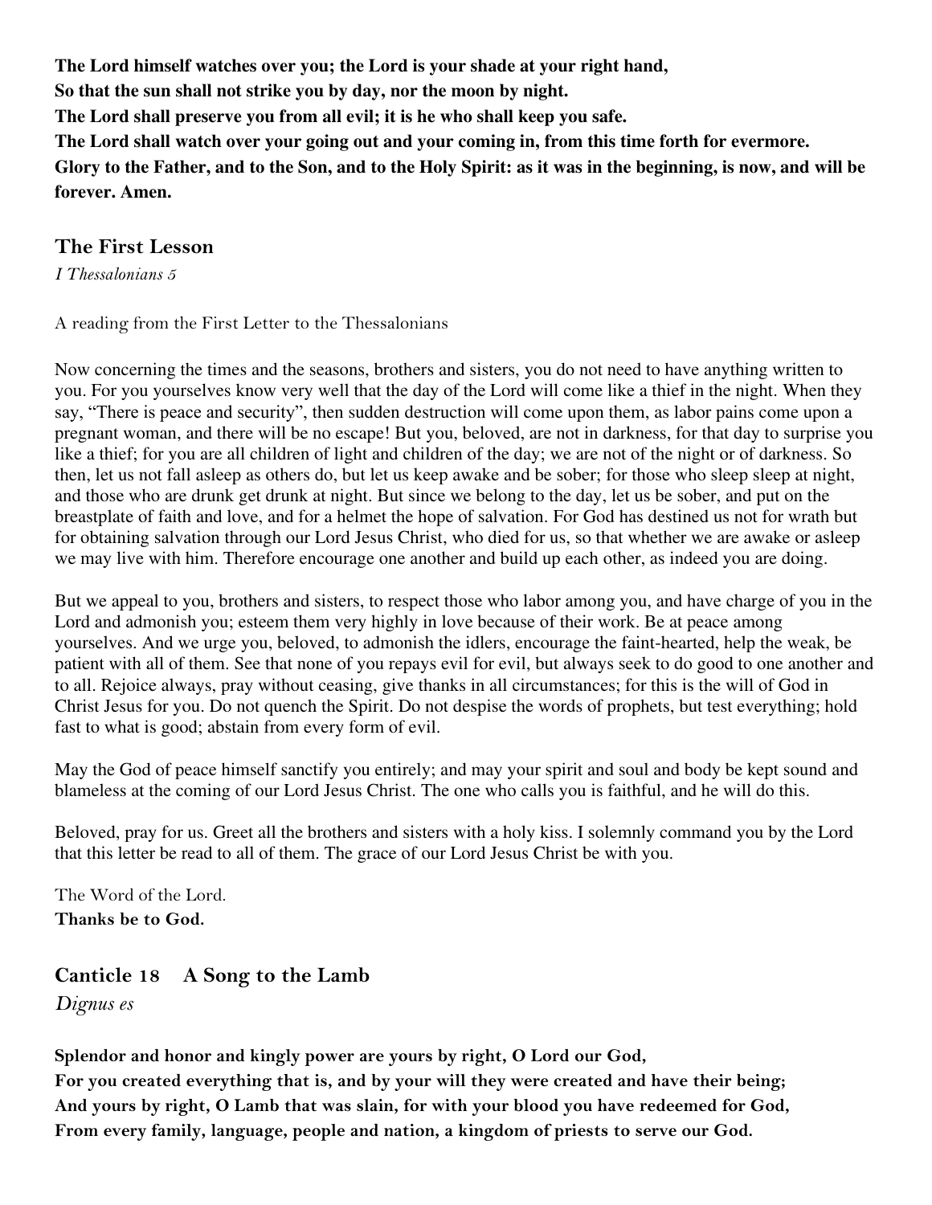**The Lord himself watches over you; the Lord is your shade at your right hand,**
**So that the sun shall not strike you by day, nor the moon by night.**
**The Lord shall preserve you from all evil; it is he who shall keep you safe.**
**The Lord shall watch over your going out and your coming in, from this time forth for evermore.**
**Glory to the Father, and to the Son, and to the Holy Spirit: as it was in the beginning, is now, and will be forever. Amen.**

## The First Lesson

*I Thessalonians 5*

A reading from the First Letter to the Thessalonians

Now concerning the times and the seasons, brothers and sisters, you do not need to have anything written to you. For you yourselves know very well that the day of the Lord will come like a thief in the night. When they say, "There is peace and security", then sudden destruction will come upon them, as labor pains come upon a pregnant woman, and there will be no escape! But you, beloved, are not in darkness, for that day to surprise you like a thief; for you are all children of light and children of the day; we are not of the night or of darkness. So then, let us not fall asleep as others do, but let us keep awake and be sober; for those who sleep sleep at night, and those who are drunk get drunk at night. But since we belong to the day, let us be sober, and put on the breastplate of faith and love, and for a helmet the hope of salvation. For God has destined us not for wrath but for obtaining salvation through our Lord Jesus Christ, who died for us, so that whether we are awake or asleep we may live with him. Therefore encourage one another and build up each other, as indeed you are doing.

But we appeal to you, brothers and sisters, to respect those who labor among you, and have charge of you in the Lord and admonish you; esteem them very highly in love because of their work. Be at peace among yourselves. And we urge you, beloved, to admonish the idlers, encourage the faint-hearted, help the weak, be patient with all of them. See that none of you repays evil for evil, but always seek to do good to one another and to all. Rejoice always, pray without ceasing, give thanks in all circumstances; for this is the will of God in Christ Jesus for you. Do not quench the Spirit. Do not despise the words of prophets, but test everything; hold fast to what is good; abstain from every form of evil.

May the God of peace himself sanctify you entirely; and may your spirit and soul and body be kept sound and blameless at the coming of our Lord Jesus Christ. The one who calls you is faithful, and he will do this.

Beloved, pray for us. Greet all the brothers and sisters with a holy kiss. I solemnly command you by the Lord that this letter be read to all of them. The grace of our Lord Jesus Christ be with you.

The Word of the Lord.
**Thanks be to God.**

## Canticle 18 A Song to the Lamb

*Dignus es*

**Splendor and honor and kingly power are yours by right, O Lord our God,**
**For you created everything that is, and by your will they were created and have their being;**
**And yours by right, O Lamb that was slain, for with your blood you have redeemed for God,**
**From every family, language, people and nation, a kingdom of priests to serve our God.**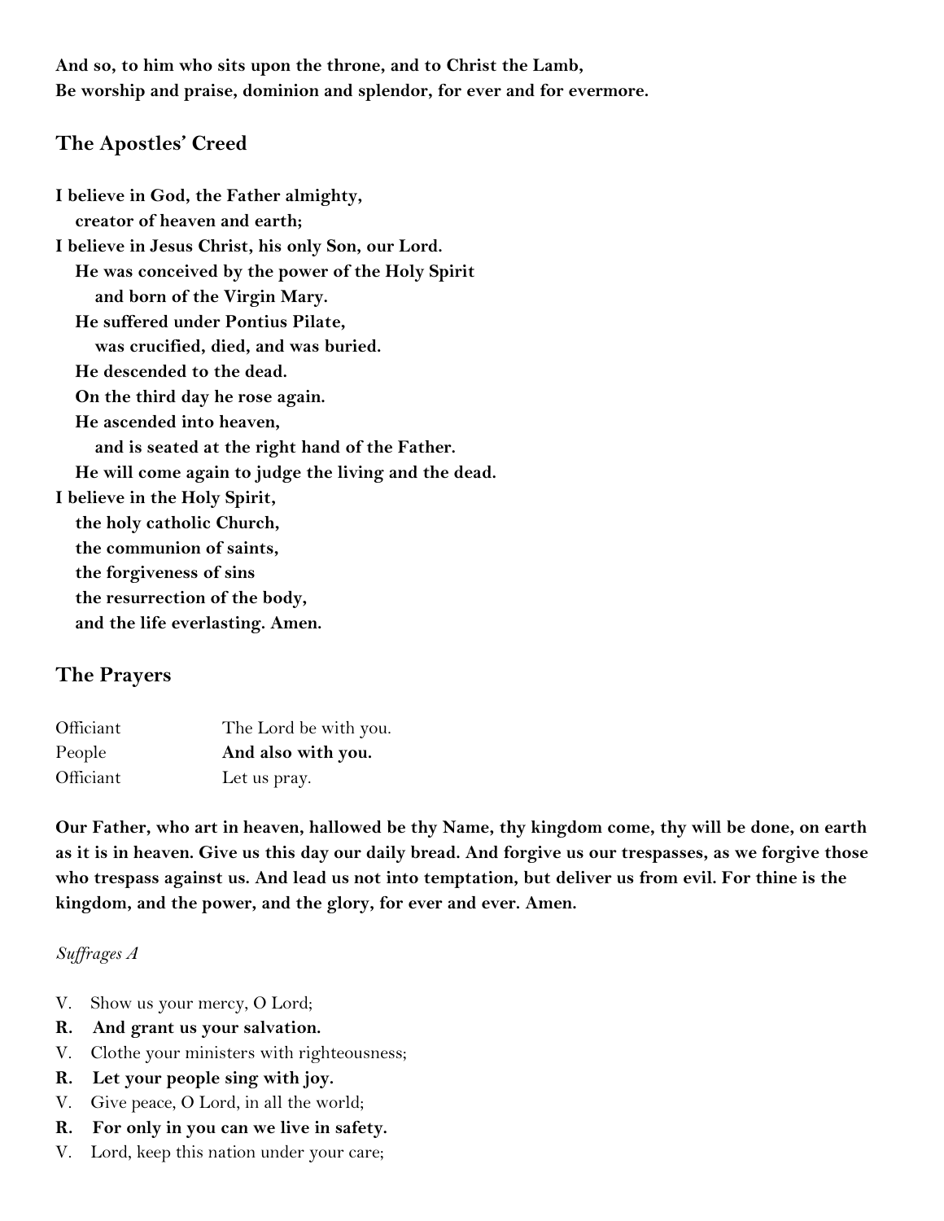**And so, to him who sits upon the throne, and to Christ the Lamb,**
**Be worship and praise, dominion and splendor, for ever and for evermore.**

## The Apostles' Creed

**I believe in God, the Father almighty,**
**creator of heaven and earth;**
**I believe in Jesus Christ, his only Son, our Lord.**
**He was conceived by the power of the Holy Spirit**
**and born of the Virgin Mary.**
**He suffered under Pontius Pilate,**
**was crucified, died, and was buried.**
**He descended to the dead.**
**On the third day he rose again.**
**He ascended into heaven,**
**and is seated at the right hand of the Father.**
**He will come again to judge the living and the dead.**
**I believe in the Holy Spirit,**
**the holy catholic Church,**
**the communion of saints,**
**the forgiveness of sins**
**the resurrection of the body,**
**and the life everlasting. Amen.**

## The Prayers

Officiant The Lord be with you.
People **And also with you.**
Officiant Let us pray.

**Our Father, who art in heaven, hallowed be thy Name, thy kingdom come, thy will be done, on earth as it is in heaven. Give us this day our daily bread. And forgive us our trespasses, as we forgive those who trespass against us. And lead us not into temptation, but deliver us from evil. For thine is the kingdom, and the power, and the glory, for ever and ever. Amen.**

*Suffrages A*

V. Show us your mercy, O Lord;
**R. And grant us your salvation.**
V. Clothe your ministers with righteousness;
**R. Let your people sing with joy.**
V. Give peace, O Lord, in all the world;
**R. For only in you can we live in safety.**
V. Lord, keep this nation under your care;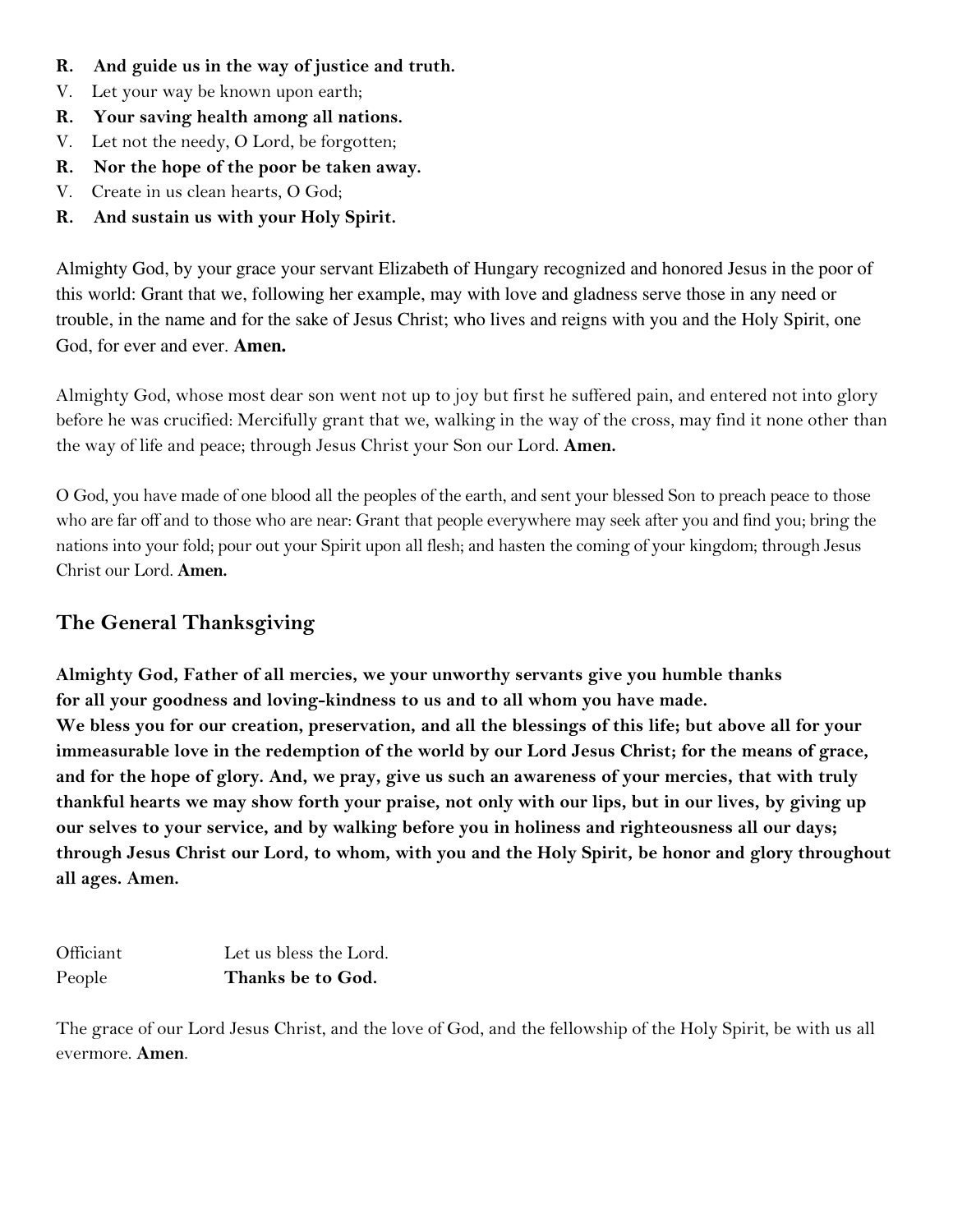**R. And guide us in the way of justice and truth.**
V. Let your way be known upon earth;
**R. Your saving health among all nations.**
V. Let not the needy, O Lord, be forgotten;
**R. Nor the hope of the poor be taken away.**
V. Create in us clean hearts, O God;
**R. And sustain us with your Holy Spirit.**

Almighty God, by your grace your servant Elizabeth of Hungary recognized and honored Jesus in the poor of this world: Grant that we, following her example, may with love and gladness serve those in any need or trouble, in the name and for the sake of Jesus Christ; who lives and reigns with you and the Holy Spirit, one God, for ever and ever. **Amen.**

Almighty God, whose most dear son went not up to joy but first he suffered pain, and entered not into glory before he was crucified: Mercifully grant that we, walking in the way of the cross, may find it none other than the way of life and peace; through Jesus Christ your Son our Lord. **Amen.**

O God, you have made of one blood all the peoples of the earth, and sent your blessed Son to preach peace to those who are far off and to those who are near: Grant that people everywhere may seek after you and find you; bring the nations into your fold; pour out your Spirit upon all flesh; and hasten the coming of your kingdom; through Jesus Christ our Lord. **Amen.**

## The General Thanksgiving

**Almighty God, Father of all mercies, we your unworthy servants give you humble thanks for all your goodness and loving-kindness to us and to all whom you have made. We bless you for our creation, preservation, and all the blessings of this life; but above all for your immeasurable love in the redemption of the world by our Lord Jesus Christ; for the means of grace, and for the hope of glory. And, we pray, give us such an awareness of your mercies, that with truly thankful hearts we may show forth your praise, not only with our lips, but in our lives, by giving up our selves to your service, and by walking before you in holiness and righteousness all our days; through Jesus Christ our Lord, to whom, with you and the Holy Spirit, be honor and glory throughout all ages. Amen.**

Officiant Let us bless the Lord.
People **Thanks be to God.**

The grace of our Lord Jesus Christ, and the love of God, and the fellowship of the Holy Spirit, be with us all evermore. **Amen**.